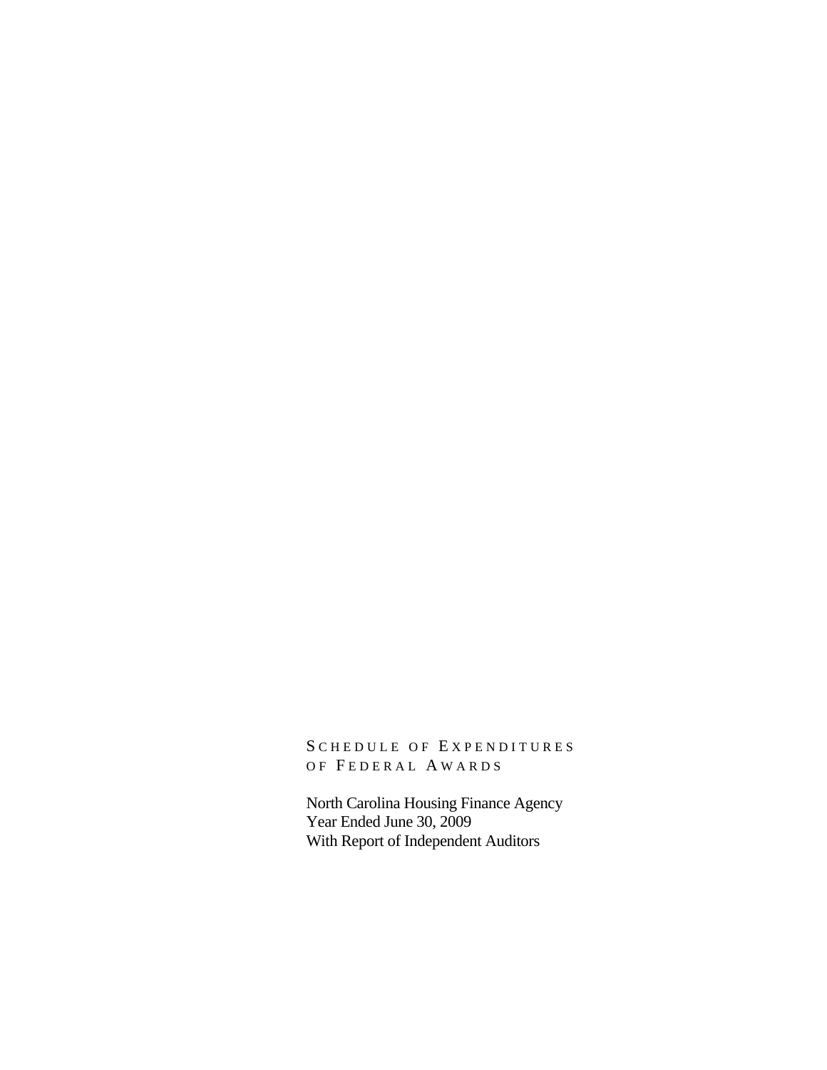# Schedule of Expenditures of Federal Awards

North Carolina Housing Finance Agency
Year Ended June 30, 2009
With Report of Independent Auditors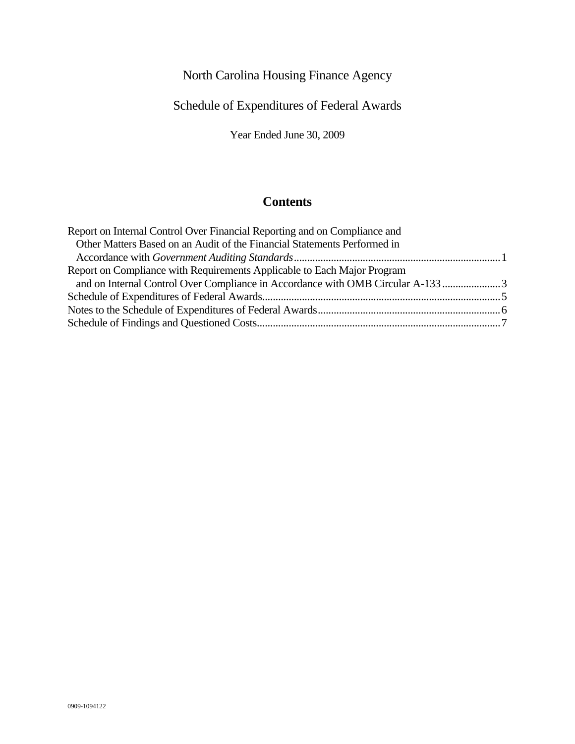North Carolina Housing Finance Agency

Schedule of Expenditures of Federal Awards

Year Ended June 30, 2009

## Contents

Report on Internal Control Over Financial Reporting and on Compliance and Other Matters Based on an Audit of the Financial Statements Performed in Accordance with *Government Auditing Standards* .......... 1

Report on Compliance with Requirements Applicable to Each Major Program and on Internal Control Over Compliance in Accordance with OMB Circular A-133 .......... 3

Schedule of Expenditures of Federal Awards .......... 5

Notes to the Schedule of Expenditures of Federal Awards .......... 6

Schedule of Findings and Questioned Costs .......... 7

0909-1094122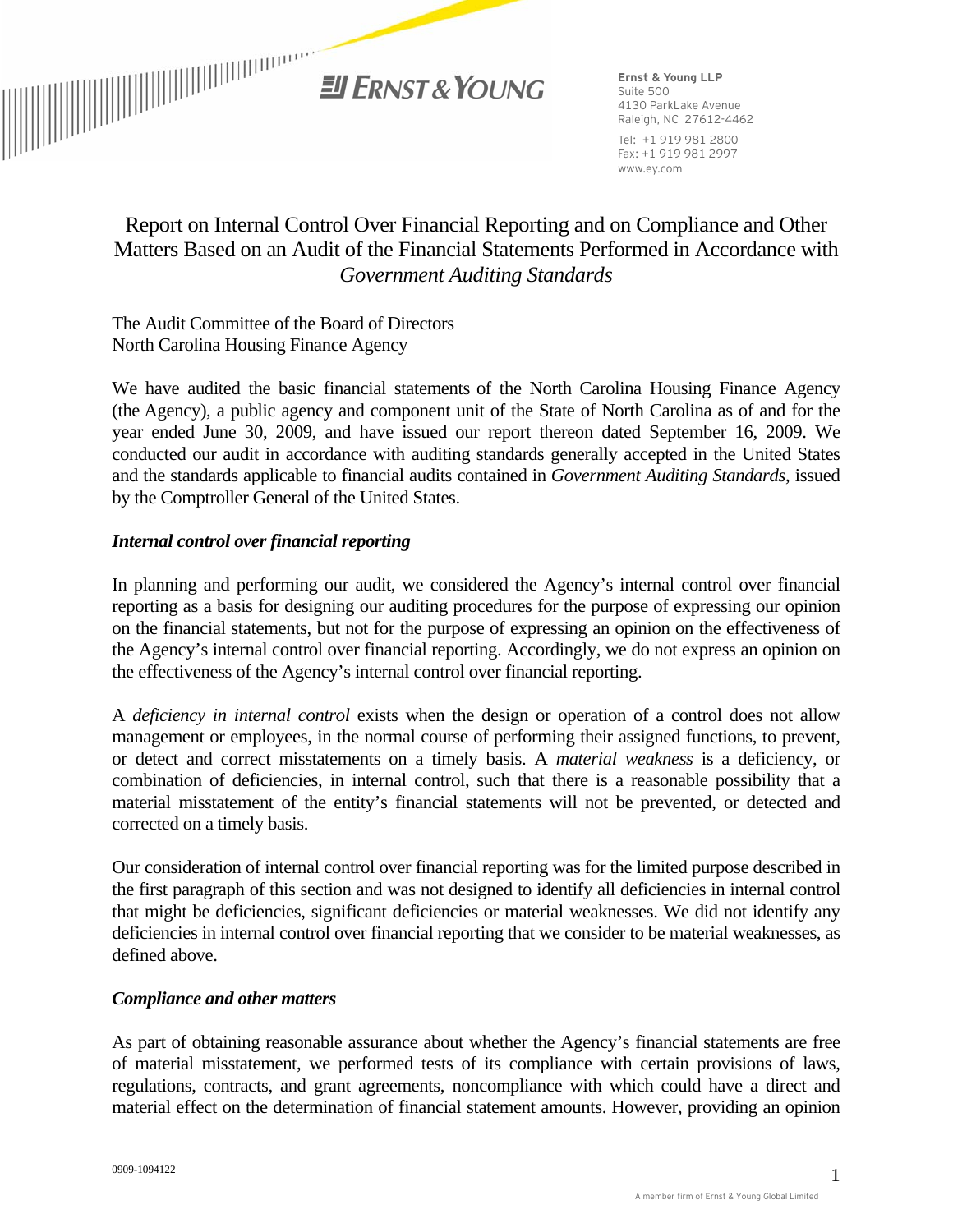Ernst & Young LLP
Suite 500
4130 ParkLake Avenue
Raleigh, NC 27612-4462

Tel: +1 919 981 2800
Fax: +1 919 981 2997
www.ey.com

# Report on Internal Control Over Financial Reporting and on Compliance and Other Matters Based on an Audit of the Financial Statements Performed in Accordance with *Government Auditing Standards*

The Audit Committee of the Board of Directors
North Carolina Housing Finance Agency

We have audited the basic financial statements of the North Carolina Housing Finance Agency (the Agency), a public agency and component unit of the State of North Carolina as of and for the year ended June 30, 2009, and have issued our report thereon dated September 16, 2009. We conducted our audit in accordance with auditing standards generally accepted in the United States and the standards applicable to financial audits contained in *Government Auditing Standards*, issued by the Comptroller General of the United States.

### *Internal control over financial reporting*

In planning and performing our audit, we considered the Agency's internal control over financial reporting as a basis for designing our auditing procedures for the purpose of expressing our opinion on the financial statements, but not for the purpose of expressing an opinion on the effectiveness of the Agency's internal control over financial reporting. Accordingly, we do not express an opinion on the effectiveness of the Agency's internal control over financial reporting.

A *deficiency in internal control* exists when the design or operation of a control does not allow management or employees, in the normal course of performing their assigned functions, to prevent, or detect and correct misstatements on a timely basis. A *material weakness* is a deficiency, or combination of deficiencies, in internal control, such that there is a reasonable possibility that a material misstatement of the entity's financial statements will not be prevented, or detected and corrected on a timely basis.

Our consideration of internal control over financial reporting was for the limited purpose described in the first paragraph of this section and was not designed to identify all deficiencies in internal control that might be deficiencies, significant deficiencies or material weaknesses. We did not identify any deficiencies in internal control over financial reporting that we consider to be material weaknesses, as defined above.

### *Compliance and other matters*

As part of obtaining reasonable assurance about whether the Agency's financial statements are free of material misstatement, we performed tests of its compliance with certain provisions of laws, regulations, contracts, and grant agreements, noncompliance with which could have a direct and material effect on the determination of financial statement amounts. However, providing an opinion

0909-1094122

A member firm of Ernst & Young Global Limited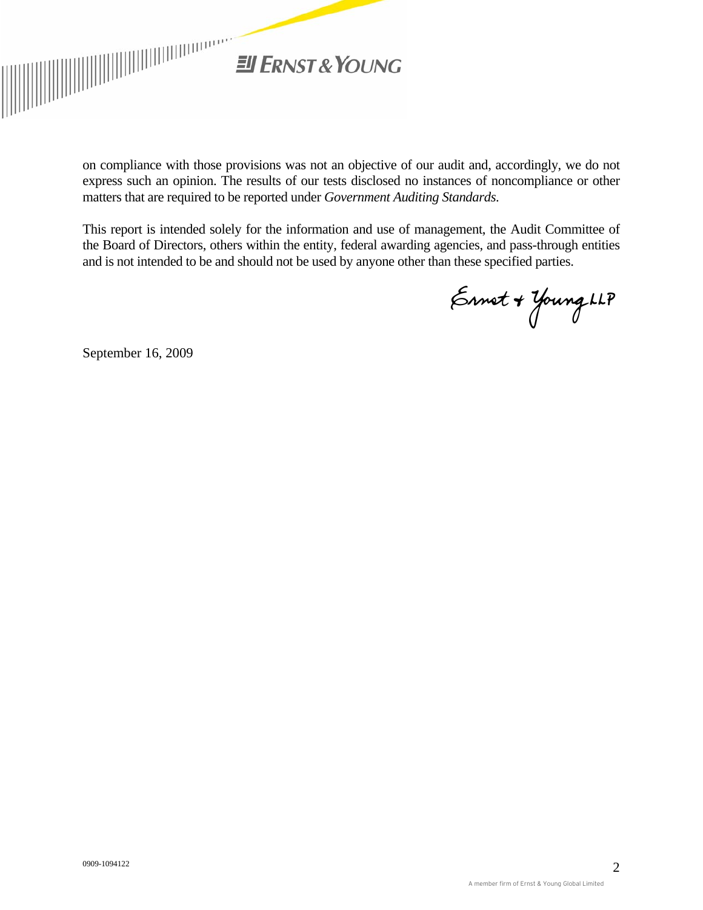on compliance with those provisions was not an objective of our audit and, accordingly, we do not express such an opinion. The results of our tests disclosed no instances of noncompliance or other matters that are required to be reported under *Government Auditing Standards.*

This report is intended solely for the information and use of management, the Audit Committee of the Board of Directors, others within the entity, federal awarding agencies, and pass-through entities and is not intended to be and should not be used by anyone other than these specified parties.

Ernst & Young LLP

September 16, 2009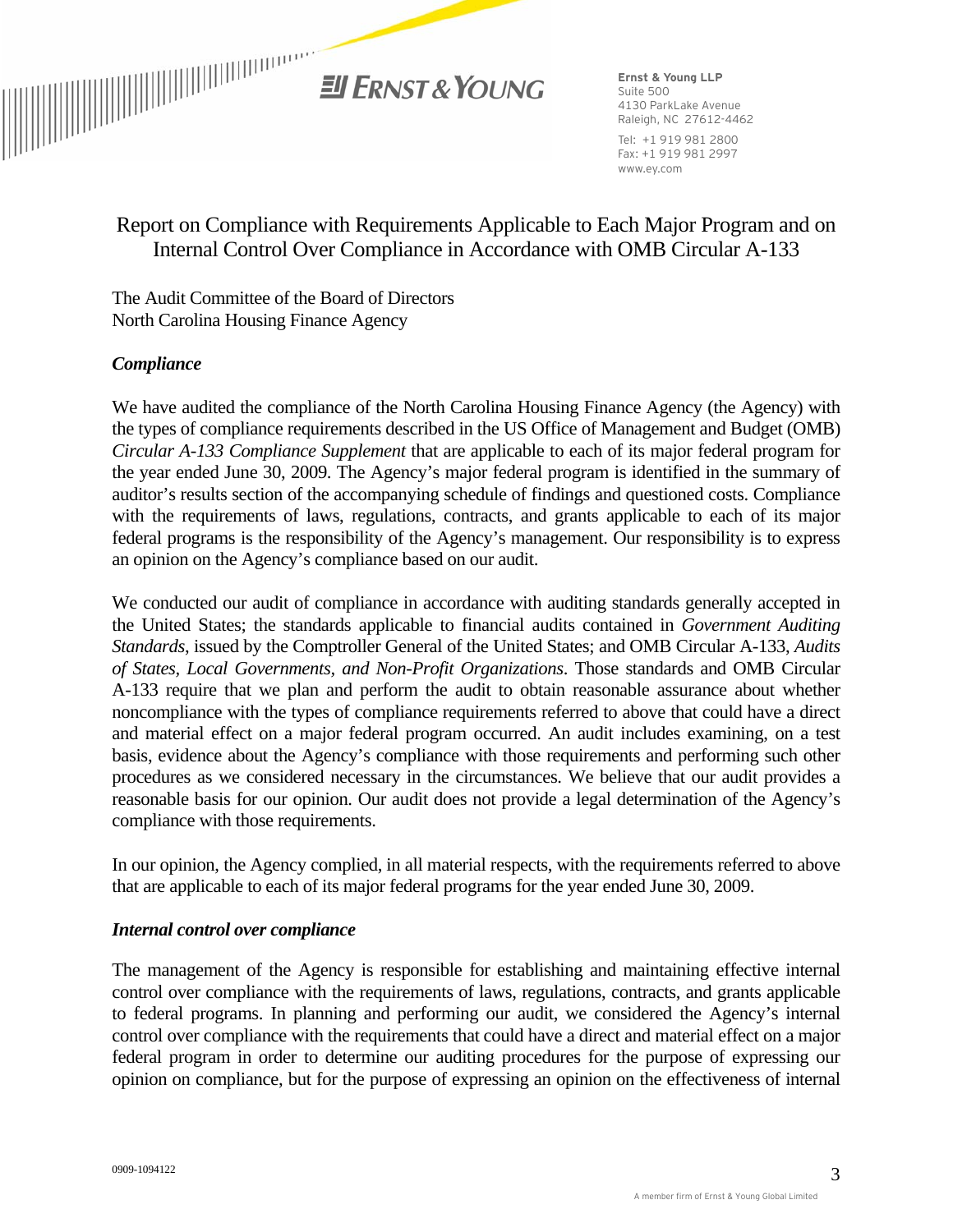**Ernst & Young LLP**
Suite 500
4130 ParkLake Avenue
Raleigh, NC 27612-4462

Tel: +1 919 981 2800
Fax: +1 919 981 2997
www.ey.com

# Report on Compliance with Requirements Applicable to Each Major Program and on Internal Control Over Compliance in Accordance with OMB Circular A-133

The Audit Committee of the Board of Directors
North Carolina Housing Finance Agency

### *Compliance*

We have audited the compliance of the North Carolina Housing Finance Agency (the Agency) with the types of compliance requirements described in the US Office of Management and Budget (OMB) *Circular A-133 Compliance Supplement* that are applicable to each of its major federal program for the year ended June 30, 2009. The Agency's major federal program is identified in the summary of auditor's results section of the accompanying schedule of findings and questioned costs. Compliance with the requirements of laws, regulations, contracts, and grants applicable to each of its major federal programs is the responsibility of the Agency's management. Our responsibility is to express an opinion on the Agency's compliance based on our audit.

We conducted our audit of compliance in accordance with auditing standards generally accepted in the United States; the standards applicable to financial audits contained in *Government Auditing Standards*, issued by the Comptroller General of the United States; and OMB Circular A-133, *Audits of States, Local Governments, and Non-Profit Organizations*. Those standards and OMB Circular A-133 require that we plan and perform the audit to obtain reasonable assurance about whether noncompliance with the types of compliance requirements referred to above that could have a direct and material effect on a major federal program occurred. An audit includes examining, on a test basis, evidence about the Agency's compliance with those requirements and performing such other procedures as we considered necessary in the circumstances. We believe that our audit provides a reasonable basis for our opinion. Our audit does not provide a legal determination of the Agency's compliance with those requirements.

In our opinion, the Agency complied, in all material respects, with the requirements referred to above that are applicable to each of its major federal programs for the year ended June 30, 2009.

### *Internal control over compliance*

The management of the Agency is responsible for establishing and maintaining effective internal control over compliance with the requirements of laws, regulations, contracts, and grants applicable to federal programs. In planning and performing our audit, we considered the Agency's internal control over compliance with the requirements that could have a direct and material effect on a major federal program in order to determine our auditing procedures for the purpose of expressing our opinion on compliance, but for the purpose of expressing an opinion on the effectiveness of internal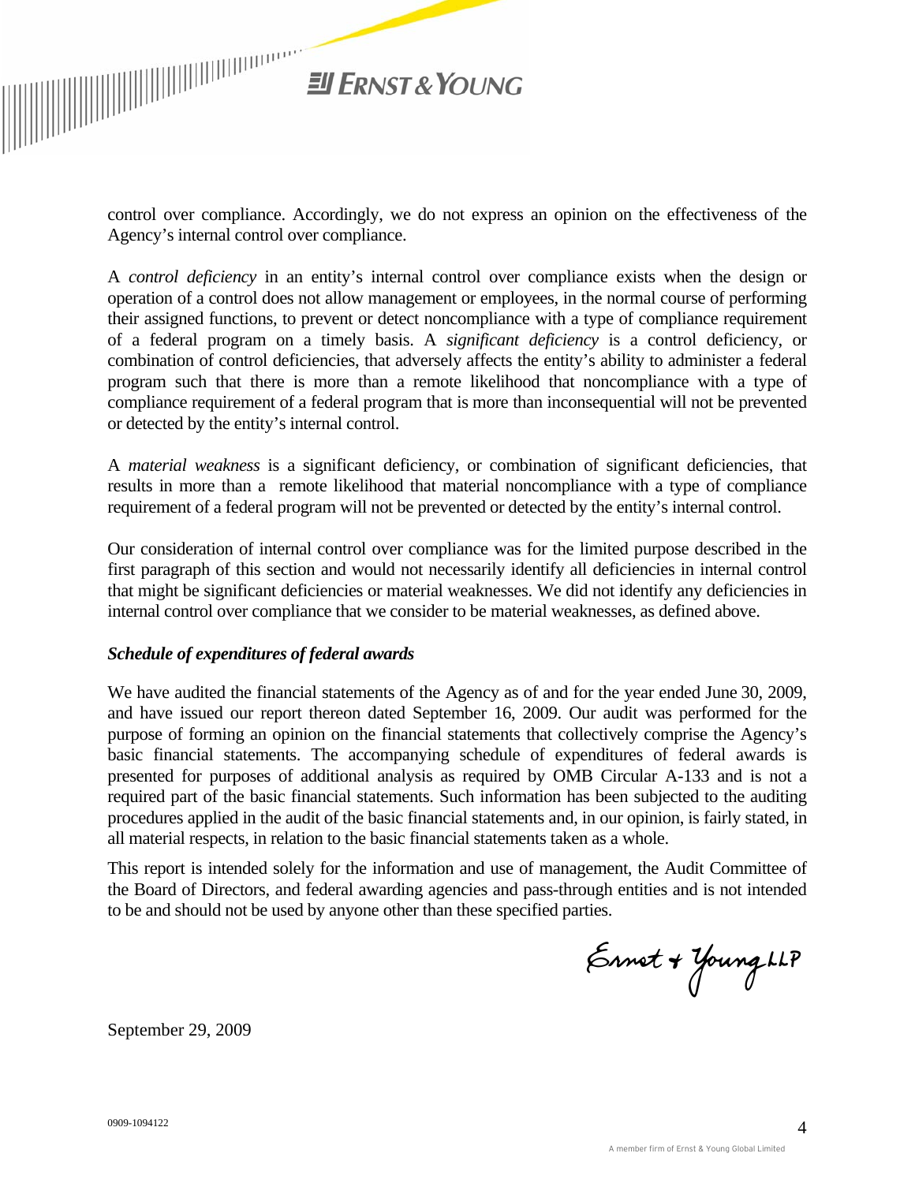control over compliance. Accordingly, we do not express an opinion on the effectiveness of the Agency's internal control over compliance.

A *control deficiency* in an entity's internal control over compliance exists when the design or operation of a control does not allow management or employees, in the normal course of performing their assigned functions, to prevent or detect noncompliance with a type of compliance requirement of a federal program on a timely basis. A *significant deficiency* is a control deficiency, or combination of control deficiencies, that adversely affects the entity's ability to administer a federal program such that there is more than a remote likelihood that noncompliance with a type of compliance requirement of a federal program that is more than inconsequential will not be prevented or detected by the entity's internal control.

A *material weakness* is a significant deficiency, or combination of significant deficiencies, that results in more than a remote likelihood that material noncompliance with a type of compliance requirement of a federal program will not be prevented or detected by the entity's internal control.

Our consideration of internal control over compliance was for the limited purpose described in the first paragraph of this section and would not necessarily identify all deficiencies in internal control that might be significant deficiencies or material weaknesses. We did not identify any deficiencies in internal control over compliance that we consider to be material weaknesses, as defined above.

***Schedule of expenditures of federal awards***

We have audited the financial statements of the Agency as of and for the year ended June 30, 2009, and have issued our report thereon dated September 16, 2009. Our audit was performed for the purpose of forming an opinion on the financial statements that collectively comprise the Agency's basic financial statements. The accompanying schedule of expenditures of federal awards is presented for purposes of additional analysis as required by OMB Circular A-133 and is not a required part of the basic financial statements. Such information has been subjected to the auditing procedures applied in the audit of the basic financial statements and, in our opinion, is fairly stated, in all material respects, in relation to the basic financial statements taken as a whole.

This report is intended solely for the information and use of management, the Audit Committee of the Board of Directors, and federal awarding agencies and pass-through entities and is not intended to be and should not be used by anyone other than these specified parties.

Ernst & Young LLP

September 29, 2009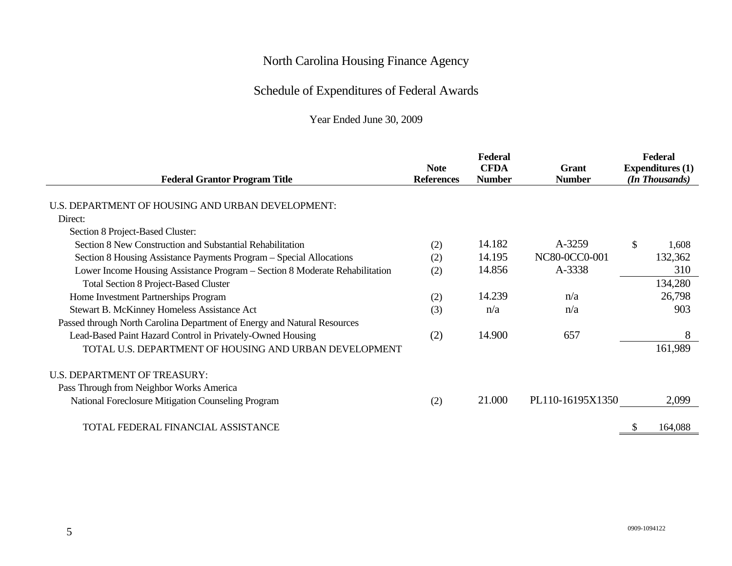# North Carolina Housing Finance Agency

## Schedule of Expenditures of Federal Awards

### Year Ended June 30, 2009

| Federal Grantor Program Title | Note References | Federal CFDA Number | Grant Number | Federal Expenditures (1) *(In Thousands)* |
|---|---|---|---|---|
| U.S. DEPARTMENT OF HOUSING AND URBAN DEVELOPMENT: | | | | |
| Direct: | | | | |
| Section 8 Project-Based Cluster: | | | | |
| Section 8 New Construction and Substantial Rehabilitation | (2) | 14.182 | A-3259 | $ 1,608 |
| Section 8 Housing Assistance Payments Program – Special Allocations | (2) | 14.195 | NC80-0CC0-001 | 132,362 |
| Lower Income Housing Assistance Program – Section 8 Moderate Rehabilitation | (2) | 14.856 | A-3338 | 310 |
| Total Section 8 Project-Based Cluster | | | | 134,280 |
| Home Investment Partnerships Program | (2) | 14.239 | n/a | 26,798 |
| Stewart B. McKinney Homeless Assistance Act | (3) | n/a | n/a | 903 |
| Passed through North Carolina Department of Energy and Natural Resources | | | | |
| Lead-Based Paint Hazard Control in Privately-Owned Housing | (2) | 14.900 | 657 | 8 |
| TOTAL U.S. DEPARTMENT OF HOUSING AND URBAN DEVELOPMENT | | | | 161,989 |
| U.S. DEPARTMENT OF TREASURY: | | | | |
| Pass Through from Neighbor Works America | | | | |
| National Foreclosure Mitigation Counseling Program | (2) | 21.000 | PL110-16195X1350 | 2,099 |
| TOTAL FEDERAL FINANCIAL ASSISTANCE | | | | $ 164,088 |

0909-1094122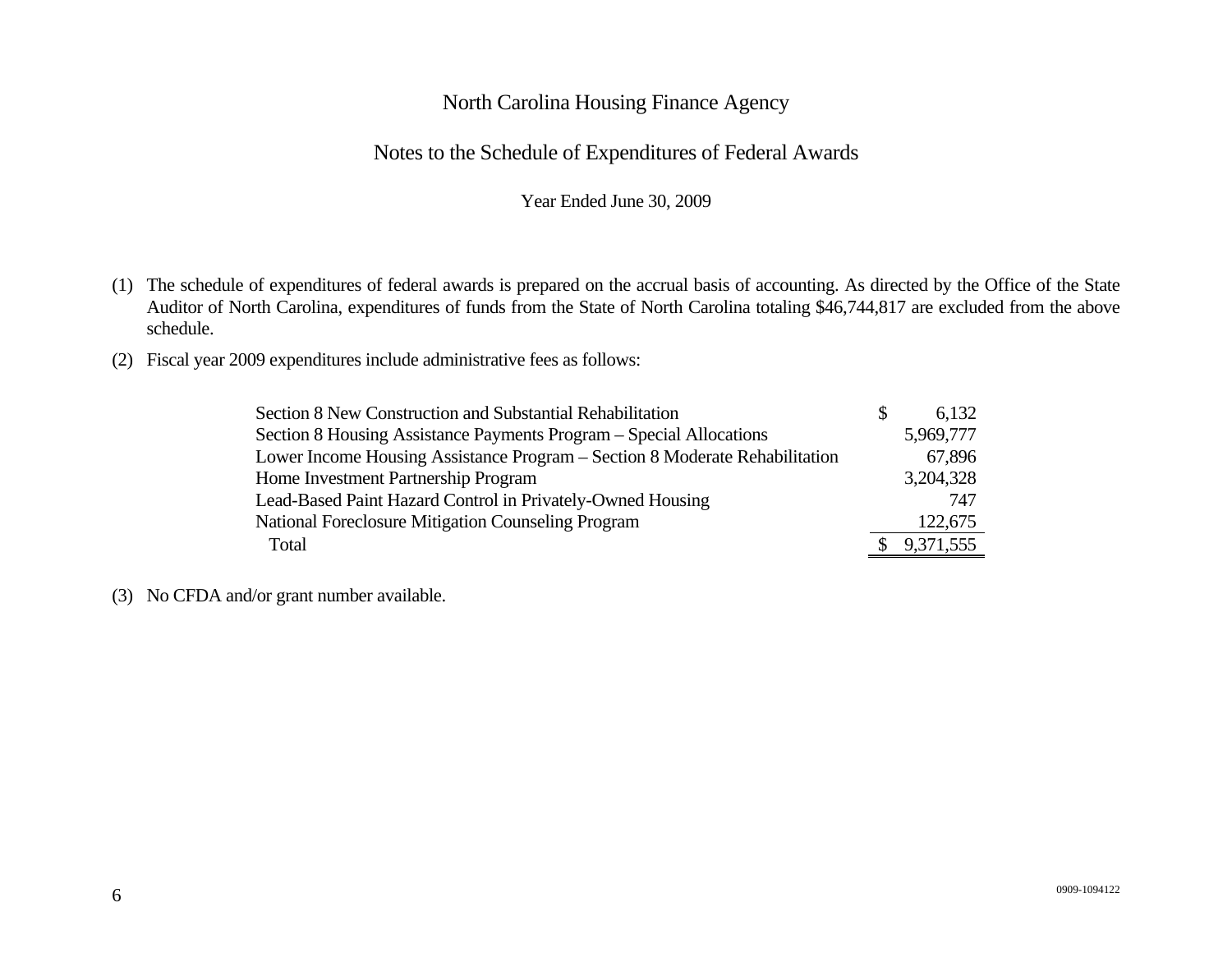# North Carolina Housing Finance Agency

## Notes to the Schedule of Expenditures of Federal Awards

Year Ended June 30, 2009

(1) The schedule of expenditures of federal awards is prepared on the accrual basis of accounting. As directed by the Office of the State Auditor of North Carolina, expenditures of funds from the State of North Carolina totaling $46,744,817 are excluded from the above schedule.

(2) Fiscal year 2009 expenditures include administrative fees as follows:

| | |
|---|---|
| Section 8 New Construction and Substantial Rehabilitation | $ 6,132 |
| Section 8 Housing Assistance Payments Program – Special Allocations | 5,969,777 |
| Lower Income Housing Assistance Program – Section 8 Moderate Rehabilitation | 67,896 |
| Home Investment Partnership Program | 3,204,328 |
| Lead-Based Paint Hazard Control in Privately-Owned Housing | 747 |
| National Foreclosure Mitigation Counseling Program | 122,675 |
| Total | $ 9,371,555 |

(3) No CFDA and/or grant number available.

0909-1094122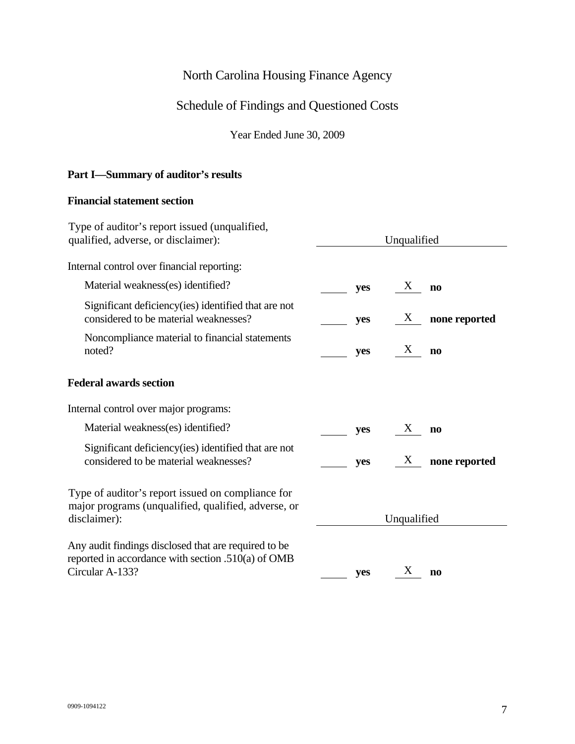# North Carolina Housing Finance Agency

## Schedule of Findings and Questioned Costs

Year Ended June 30, 2009

### Part I—Summary of auditor's results

#### Financial statement section

| | |
|---|---|
| Type of auditor's report issued (unqualified, qualified, adverse, or disclaimer): | Unqualified |
| Internal control over financial reporting: | |
| Material weakness(es) identified? | ___ **yes** X **no** |
| Significant deficiency(ies) identified that are not considered to be material weaknesses? | ___ **yes** X **none reported** |
| Noncompliance material to financial statements noted? | ___ **yes** X **no** |

#### Federal awards section

| | |
|---|---|
| Internal control over major programs: | |
| Material weakness(es) identified? | ___ **yes** X **no** |
| Significant deficiency(ies) identified that are not considered to be material weaknesses? | ___ **yes** X **none reported** |
| Type of auditor's report issued on compliance for major programs (unqualified, qualified, adverse, or disclaimer): | Unqualified |
| Any audit findings disclosed that are required to be reported in accordance with section .510(a) of OMB Circular A-133? | ___ **yes** X **no** |

0909-1094122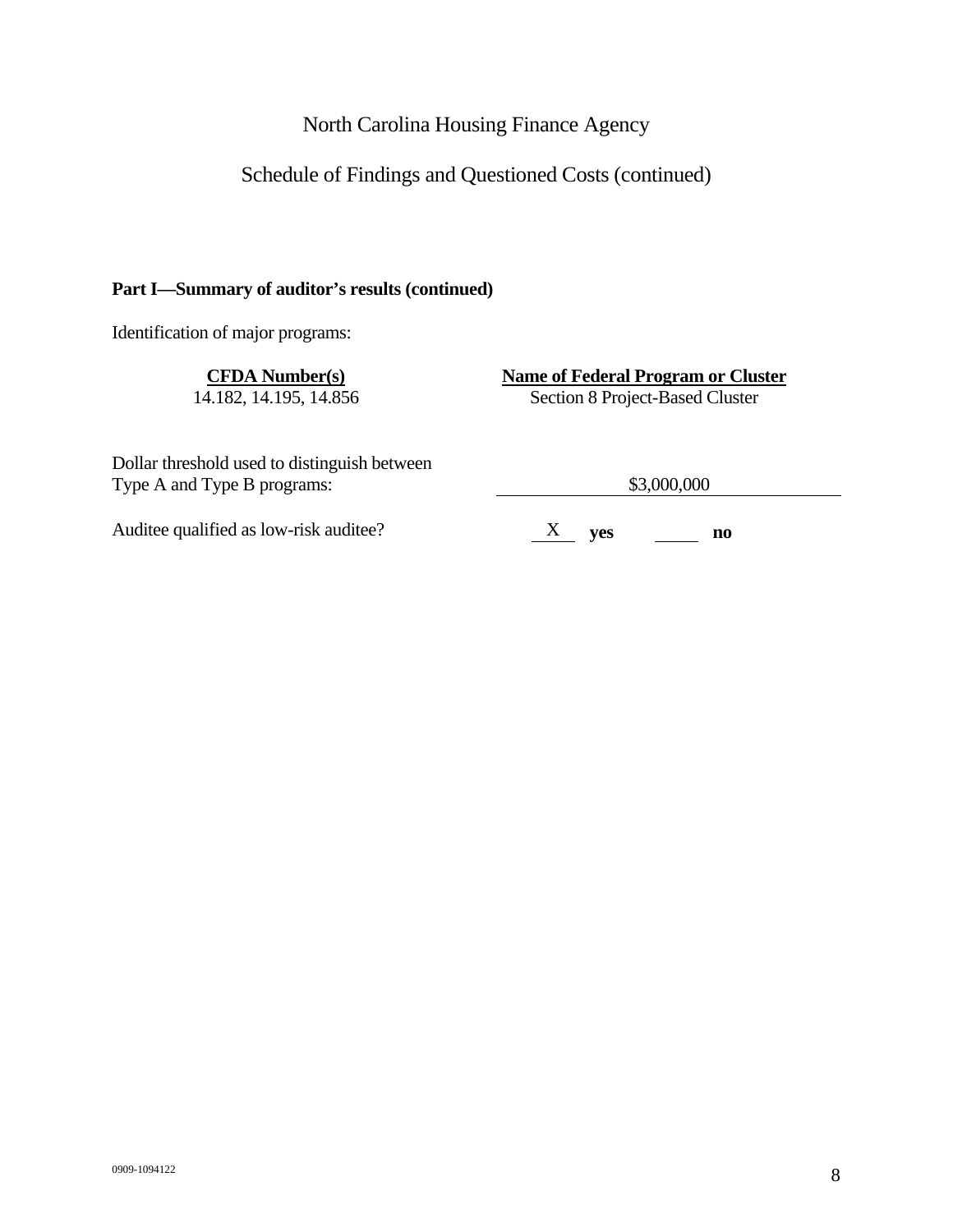# North Carolina Housing Finance Agency

## Schedule of Findings and Questioned Costs (continued)

**Part I—Summary of auditor's results (continued)**

Identification of major programs:

| CFDA Number(s) | Name of Federal Program or Cluster |
|---|---|
| 14.182, 14.195, 14.856 | Section 8 Project-Based Cluster |

Dollar threshold used to distinguish between Type A and Type B programs: $3,000,000

Auditee qualified as low-risk auditee? X **yes** ____ **no**

0909-1094122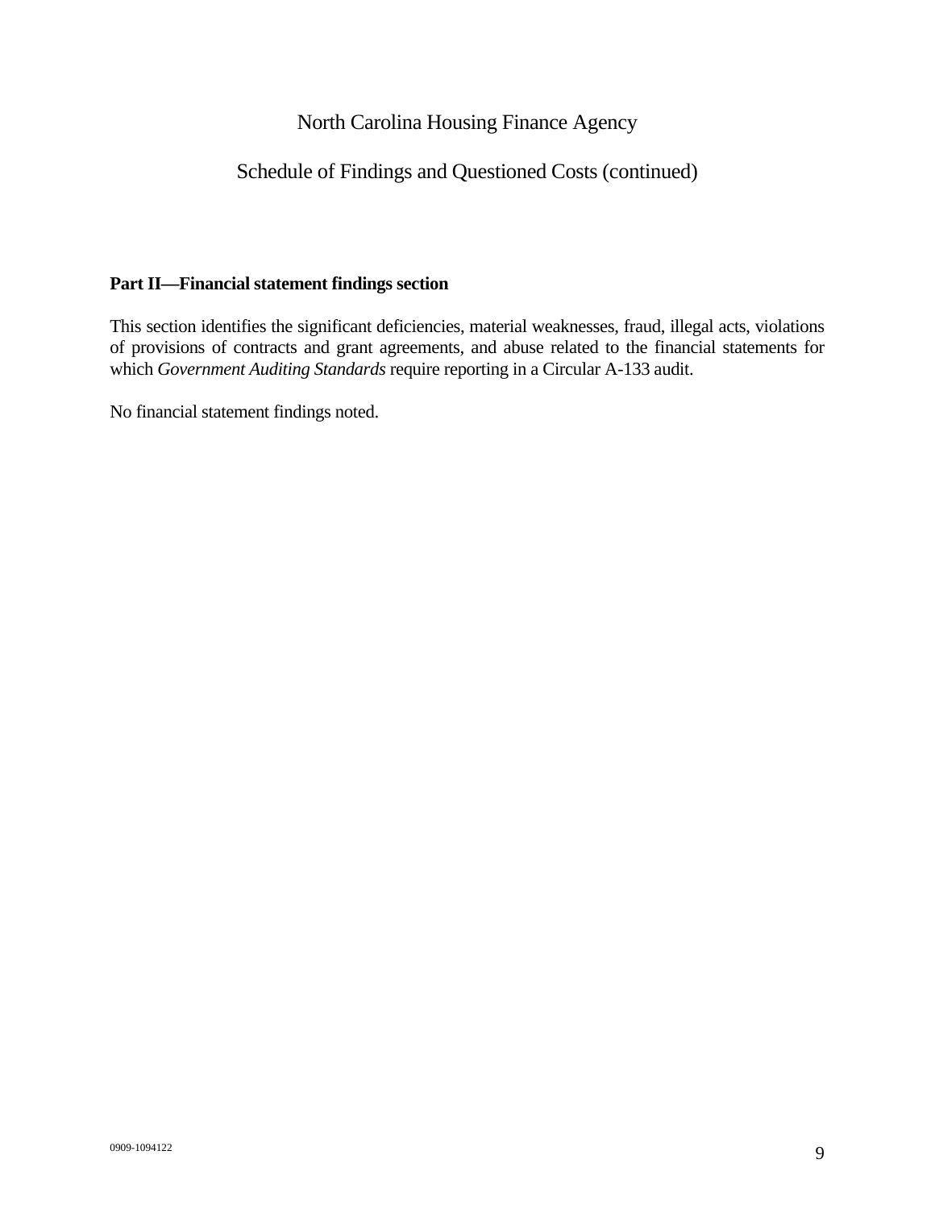North Carolina Housing Finance Agency

Schedule of Findings and Questioned Costs (continued)

**Part II—Financial statement findings section**

This section identifies the significant deficiencies, material weaknesses, fraud, illegal acts, violations of provisions of contracts and grant agreements, and abuse related to the financial statements for which *Government Auditing Standards* require reporting in a Circular A-133 audit.

No financial statement findings noted.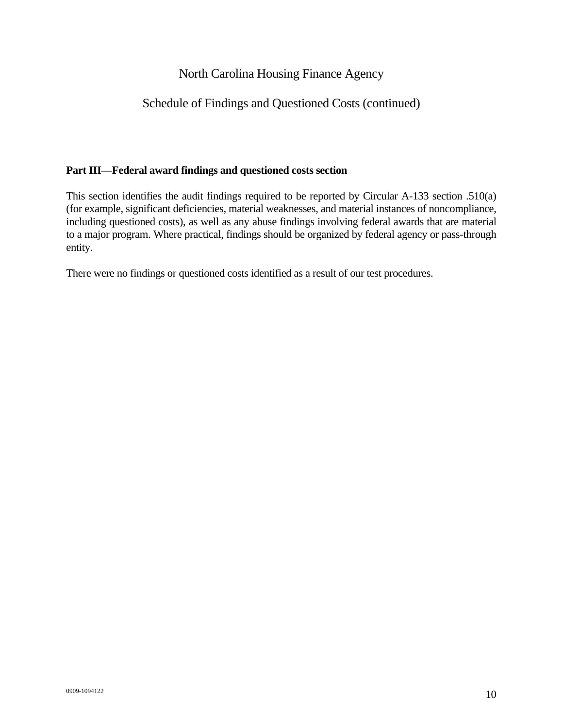# North Carolina Housing Finance Agency

## Schedule of Findings and Questioned Costs (continued)

**Part III—Federal award findings and questioned costs section**

This section identifies the audit findings required to be reported by Circular A-133 section .510(a) (for example, significant deficiencies, material weaknesses, and material instances of noncompliance, including questioned costs), as well as any abuse findings involving federal awards that are material to a major program. Where practical, findings should be organized by federal agency or pass-through entity.

There were no findings or questioned costs identified as a result of our test procedures.